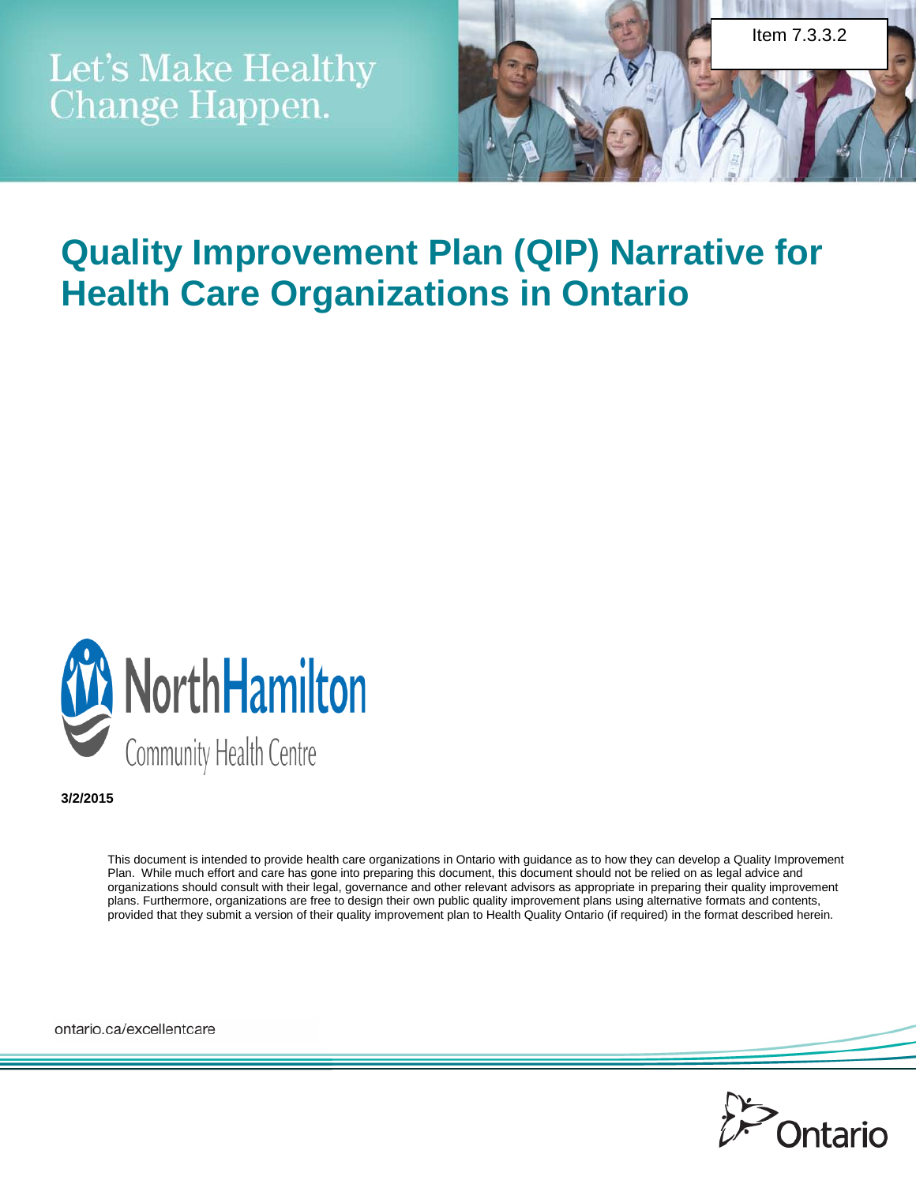Item 7.3.3.2

Let's Make Healthy Change Happen.

# Quality Improvement Plan (QIP) Narrative for Health Care Organizations in Ontario

North Hamilton Community Health Centre

**3/2/2015**

This document is intended to provide health care organizations in Ontario with guidance as to how they can develop a Quality Improvement Plan. While much effort and care has gone into preparing this document, this document should not be relied on as legal advice and organizations should consult with their legal, governance and other relevant advisors as appropriate in preparing their quality improvement plans. Furthermore, organizations are free to design their own public quality improvement plans using alternative formats and contents, provided that they submit a version of their quality improvement plan to Health Quality Ontario (if required) in the format described herein.

ontario.ca/excellentcare

Ontario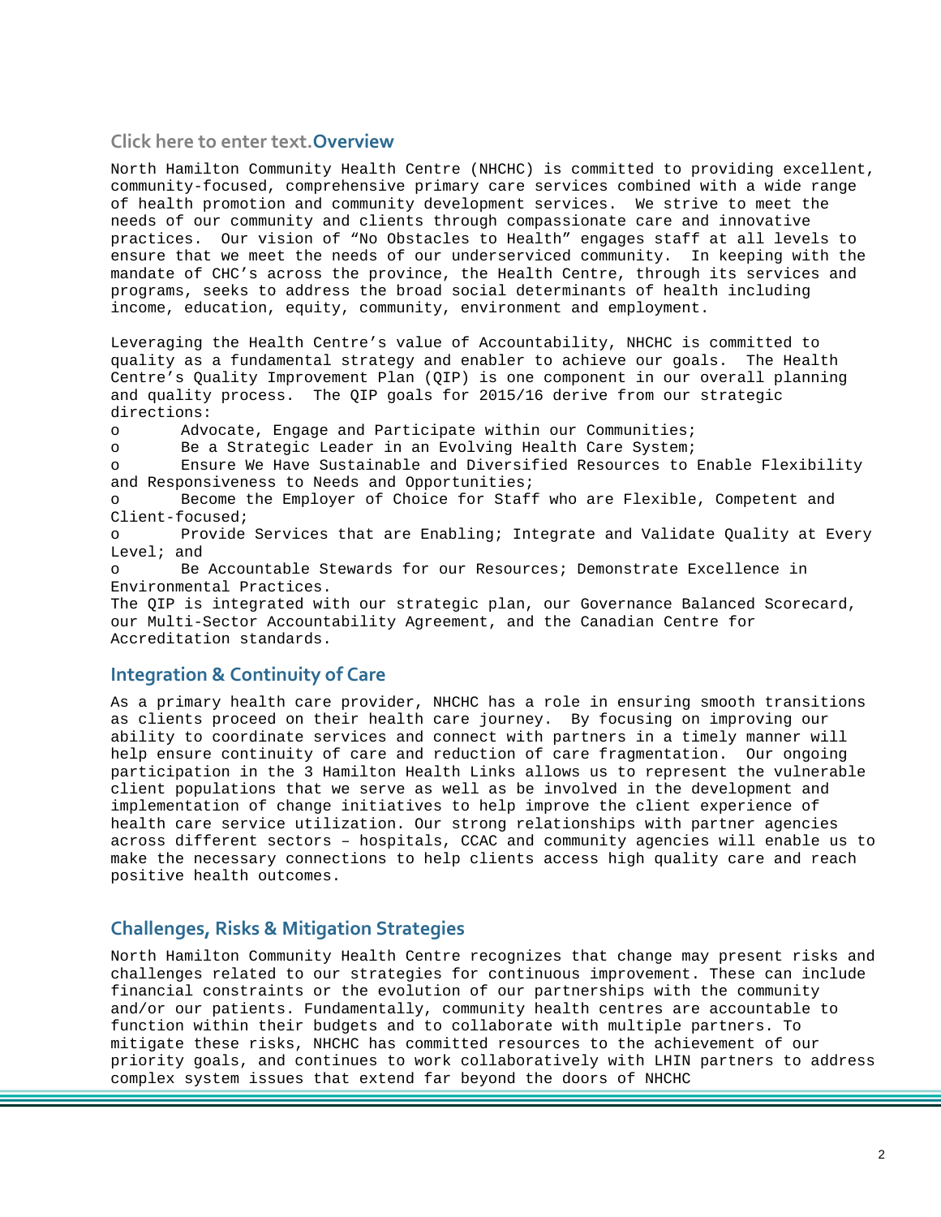## Click here to enter text.Overview

North Hamilton Community Health Centre (NHCHC) is committed to providing excellent, community-focused, comprehensive primary care services combined with a wide range of health promotion and community development services. We strive to meet the needs of our community and clients through compassionate care and innovative practices. Our vision of "No Obstacles to Health" engages staff at all levels to ensure that we meet the needs of our underserviced community. In keeping with the mandate of CHC's across the province, the Health Centre, through its services and programs, seeks to address the broad social determinants of health including income, education, equity, community, environment and employment.

Leveraging the Health Centre's value of Accountability, NHCHC is committed to quality as a fundamental strategy and enabler to achieve our goals. The Health Centre's Quality Improvement Plan (QIP) is one component in our overall planning and quality process. The QIP goals for 2015/16 derive from our strategic directions:

- Advocate, Engage and Participate within our Communities;
- Be a Strategic Leader in an Evolving Health Care System;
- Ensure We Have Sustainable and Diversified Resources to Enable Flexibility and Responsiveness to Needs and Opportunities;
- Become the Employer of Choice for Staff who are Flexible, Competent and Client-focused;
- Provide Services that are Enabling; Integrate and Validate Quality at Every Level; and
- Be Accountable Stewards for our Resources; Demonstrate Excellence in Environmental Practices.

The QIP is integrated with our strategic plan, our Governance Balanced Scorecard, our Multi-Sector Accountability Agreement, and the Canadian Centre for Accreditation standards.

## Integration & Continuity of Care

As a primary health care provider, NHCHC has a role in ensuring smooth transitions as clients proceed on their health care journey. By focusing on improving our ability to coordinate services and connect with partners in a timely manner will help ensure continuity of care and reduction of care fragmentation. Our ongoing participation in the 3 Hamilton Health Links allows us to represent the vulnerable client populations that we serve as well as be involved in the development and implementation of change initiatives to help improve the client experience of health care service utilization. Our strong relationships with partner agencies across different sectors – hospitals, CCAC and community agencies will enable us to make the necessary connections to help clients access high quality care and reach positive health outcomes.

## Challenges, Risks & Mitigation Strategies

North Hamilton Community Health Centre recognizes that change may present risks and challenges related to our strategies for continuous improvement. These can include financial constraints or the evolution of our partnerships with the community and/or our patients. Fundamentally, community health centres are accountable to function within their budgets and to collaborate with multiple partners. To mitigate these risks, NHCHC has committed resources to the achievement of our priority goals, and continues to work collaboratively with LHIN partners to address complex system issues that extend far beyond the doors of NHCHC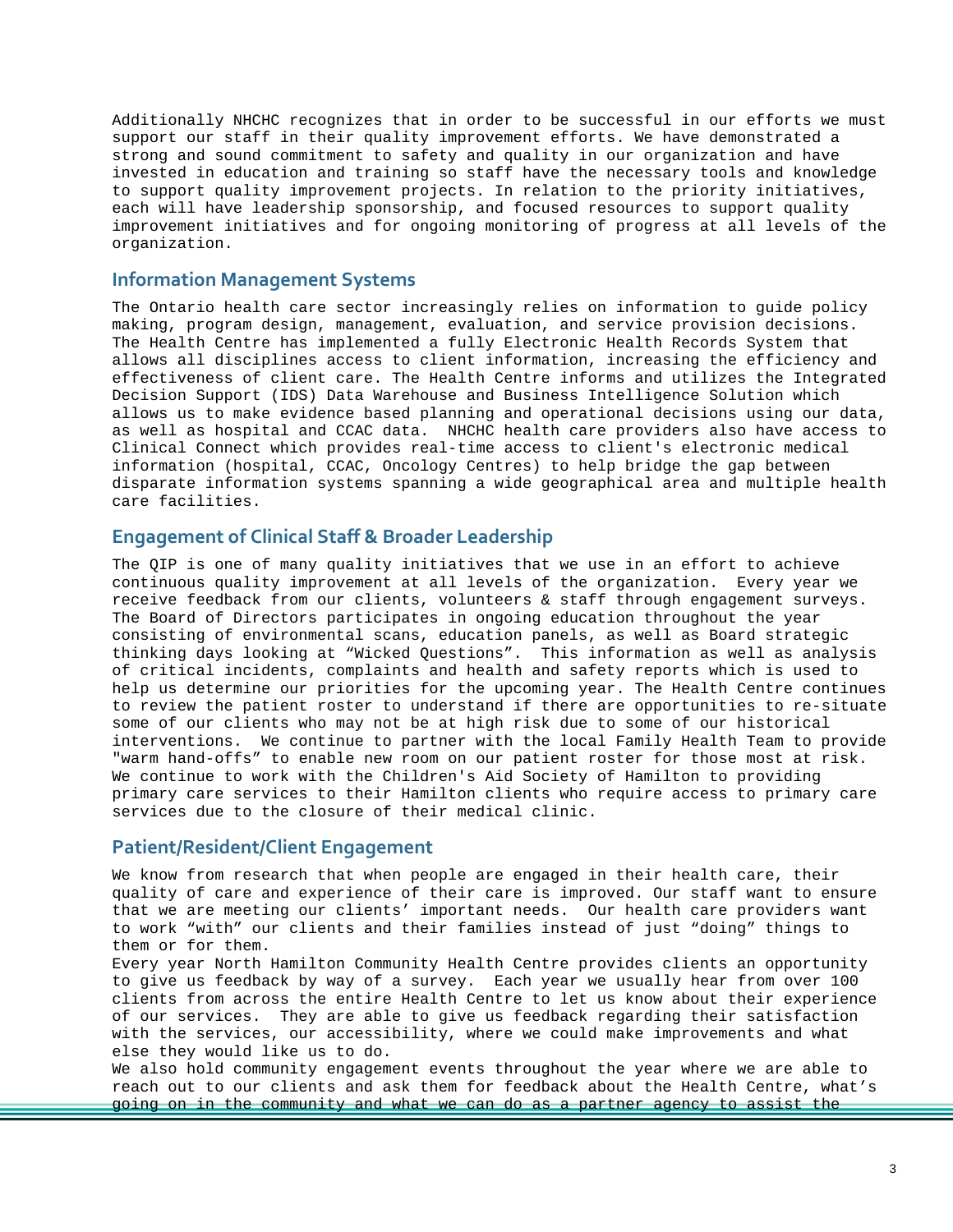Additionally NHCHC recognizes that in order to be successful in our efforts we must support our staff in their quality improvement efforts. We have demonstrated a strong and sound commitment to safety and quality in our organization and have invested in education and training so staff have the necessary tools and knowledge to support quality improvement projects. In relation to the priority initiatives, each will have leadership sponsorship, and focused resources to support quality improvement initiatives and for ongoing monitoring of progress at all levels of the organization.

## Information Management Systems

The Ontario health care sector increasingly relies on information to guide policy making, program design, management, evaluation, and service provision decisions. The Health Centre has implemented a fully Electronic Health Records System that allows all disciplines access to client information, increasing the efficiency and effectiveness of client care. The Health Centre informs and utilizes the Integrated Decision Support (IDS) Data Warehouse and Business Intelligence Solution which allows us to make evidence based planning and operational decisions using our data, as well as hospital and CCAC data. NHCHC health care providers also have access to Clinical Connect which provides real-time access to client's electronic medical information (hospital, CCAC, Oncology Centres) to help bridge the gap between disparate information systems spanning a wide geographical area and multiple health care facilities.

## Engagement of Clinical Staff & Broader Leadership

The QIP is one of many quality initiatives that we use in an effort to achieve continuous quality improvement at all levels of the organization. Every year we receive feedback from our clients, volunteers & staff through engagement surveys. The Board of Directors participates in ongoing education throughout the year consisting of environmental scans, education panels, as well as Board strategic thinking days looking at “Wicked Questions”. This information as well as analysis of critical incidents, complaints and health and safety reports which is used to help us determine our priorities for the upcoming year. The Health Centre continues to review the patient roster to understand if there are opportunities to re-situate some of our clients who may not be at high risk due to some of our historical interventions. We continue to partner with the local Family Health Team to provide "warm hand-offs" to enable new room on our patient roster for those most at risk. We continue to work with the Children's Aid Society of Hamilton to providing primary care services to their Hamilton clients who require access to primary care services due to the closure of their medical clinic.

## Patient/Resident/Client Engagement

We know from research that when people are engaged in their health care, their quality of care and experience of their care is improved. Our staff want to ensure that we are meeting our clients’ important needs. Our health care providers want to work “with” our clients and their families instead of just “doing” things to them or for them.

Every year North Hamilton Community Health Centre provides clients an opportunity to give us feedback by way of a survey. Each year we usually hear from over 100 clients from across the entire Health Centre to let us know about their experience of our services. They are able to give us feedback regarding their satisfaction with the services, our accessibility, where we could make improvements and what else they would like us to do.

We also hold community engagement events throughout the year where we are able to reach out to our clients and ask them for feedback about the Health Centre, what’s going on in the community and what we can do as a partner agency to assist the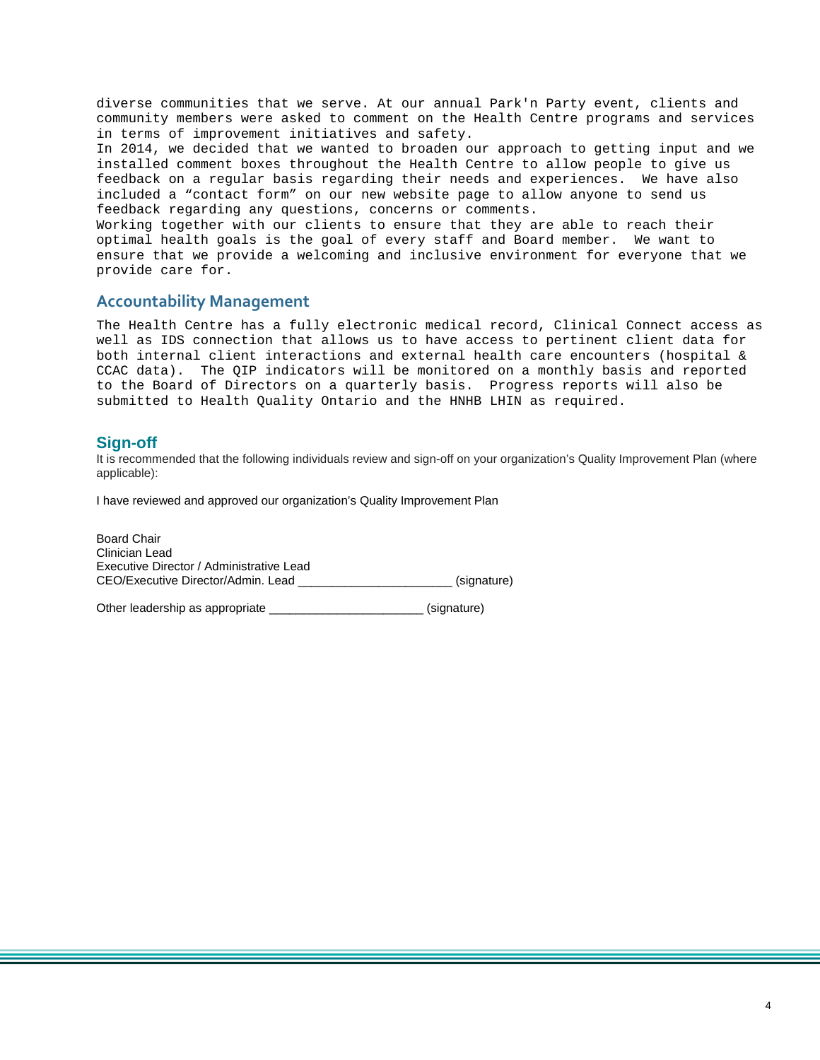diverse communities that we serve. At our annual Park'n Party event, clients and community members were asked to comment on the Health Centre programs and services in terms of improvement initiatives and safety.

In 2014, we decided that we wanted to broaden our approach to getting input and we installed comment boxes throughout the Health Centre to allow people to give us feedback on a regular basis regarding their needs and experiences. We have also included a “contact form” on our new website page to allow anyone to send us feedback regarding any questions, concerns or comments.

Working together with our clients to ensure that they are able to reach their optimal health goals is the goal of every staff and Board member. We want to ensure that we provide a welcoming and inclusive environment for everyone that we provide care for.

## Accountability Management

The Health Centre has a fully electronic medical record, Clinical Connect access as well as IDS connection that allows us to have access to pertinent client data for both internal client interactions and external health care encounters (hospital & CCAC data). The QIP indicators will be monitored on a monthly basis and reported to the Board of Directors on a quarterly basis. Progress reports will also be submitted to Health Quality Ontario and the HNHB LHIN as required.

## Sign-off

It is recommended that the following individuals review and sign-off on your organization's Quality Improvement Plan (where applicable):

I have reviewed and approved our organization's Quality Improvement Plan

Board Chair
Clinician Lead
Executive Director / Administrative Lead
CEO/Executive Director/Admin. Lead ______________________ (signature)

Other leadership as appropriate ______________________ (signature)